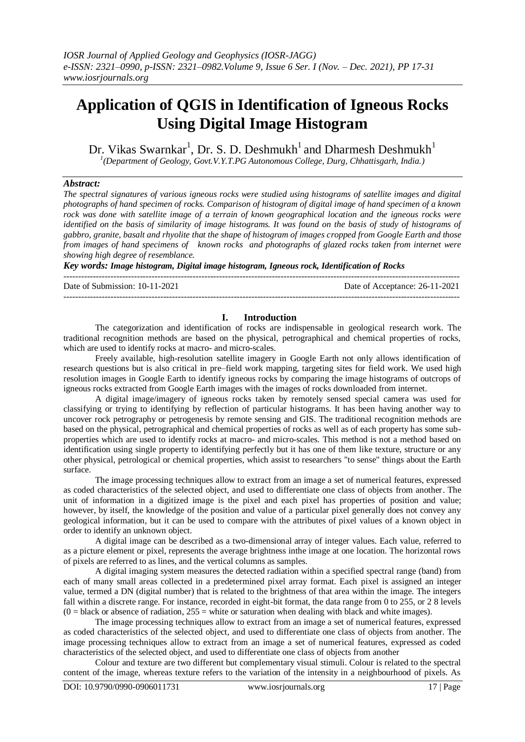# Application of QGIS in Identification of Igneous Rocks Using Digital Image Histogram

Dr. Vikas Swarnkar[1], Dr. S. D. Deshmukh[1] and Dharmesh Deshmukh[1]

[1](Department of Geology, Govt.V.Y.T.PG Autonomous College, Durg, Chhattisgarh, India.)

***Abstract:***

*The spectral signatures of various igneous rocks were studied using histograms of satellite images and digital photographs of hand specimen of rocks. Comparison of histogram of digital image of hand specimen of a known rock was done with satellite image of a terrain of known geographical location and the igneous rocks were identified on the basis of similarity of image histograms. It was found on the basis of study of histograms of gabbro, granite, basalt and rhyolite that the shape of histogram of images cropped from Google Earth and those from images of hand specimens of known rocks and photographs of glazed rocks taken from internet were showing high degree of resemblance.*

***Key words: Image histogram, Digital image histogram, Igneous rock, Identification of Rocks***

---

Date of Submission: 10-11-2021 Date of Acceptance: 26-11-2021

---

## I. Introduction

The categorization and identification of rocks are indispensable in geological research work. The traditional recognition methods are based on the physical, petrographical and chemical properties of rocks, which are used to identify rocks at macro- and micro-scales.

Freely available, high-resolution satellite imagery in Google Earth not only allows identification of research questions but is also critical in pre–field work mapping, targeting sites for field work. We used high resolution images in Google Earth to identify igneous rocks by comparing the image histograms of outcrops of igneous rocks extracted from Google Earth images with the images of rocks downloaded from internet.

A digital image/imagery of igneous rocks taken by remotely sensed special camera was used for classifying or trying to identifying by reflection of particular histograms. It has been having another way to uncover rock petrography or petrogenesis by remote sensing and GIS. The traditional recognition methods are based on the physical, petrographical and chemical properties of rocks as well as of each property has some sub-properties which are used to identify rocks at macro- and micro-scales. This method is not a method based on identification using single property to identifying perfectly but it has one of them like texture, structure or any other physical, petrological or chemical properties, which assist to researchers "to sense" things about the Earth surface.

The image processing techniques allow to extract from an image a set of numerical features, expressed as coded characteristics of the selected object, and used to differentiate one class of objects from another. The unit of information in a digitized image is the pixel and each pixel has properties of position and value; however, by itself, the knowledge of the position and value of a particular pixel generally does not convey any geological information, but it can be used to compare with the attributes of pixel values of a known object in order to identify an unknown object.

A digital image can be described as a two-dimensional array of integer values. Each value, referred to as a picture element or pixel, represents the average brightness inthe image at one location. The horizontal rows of pixels are referred to as lines, and the vertical columns as samples.

A digital imaging system measures the detected radiation within a specified spectral range (band) from each of many small areas collected in a predetermined pixel array format. Each pixel is assigned an integer value, termed a DN (digital number) that is related to the brightness of that area within the image. The integers fall within a discrete range. For instance, recorded in eight-bit format, the data range from 0 to 255, or 2 8 levels (0 = black or absence of radiation, 255 = white or saturation when dealing with black and white images).

The image processing techniques allow to extract from an image a set of numerical features, expressed as coded characteristics of the selected object, and used to differentiate one class of objects from another. The image processing techniques allow to extract from an image a set of numerical features, expressed as coded characteristics of the selected object, and used to differentiate one class of objects from another

Colour and texture are two different but complementary visual stimuli. Colour is related to the spectral content of the image, whereas texture refers to the variation of the intensity in a neighbourhood of pixels. As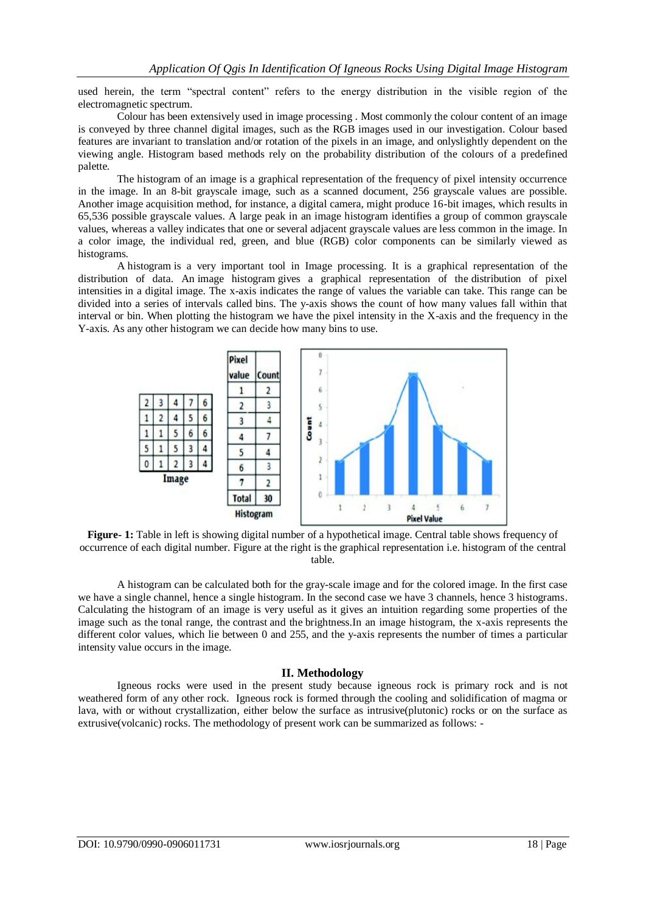used herein, the term "spectral content" refers to the energy distribution in the visible region of the electromagnetic spectrum.

Colour has been extensively used in image processing . Most commonly the colour content of an image is conveyed by three channel digital images, such as the RGB images used in our investigation. Colour based features are invariant to translation and/or rotation of the pixels in an image, and onlyslightly dependent on the viewing angle. Histogram based methods rely on the probability distribution of the colours of a predefined palette.

The histogram of an image is a graphical representation of the frequency of pixel intensity occurrence in the image. In an 8-bit grayscale image, such as a scanned document, 256 grayscale values are possible. Another image acquisition method, for instance, a digital camera, might produce 16-bit images, which results in 65,536 possible grayscale values. A large peak in an image histogram identifies a group of common grayscale values, whereas a valley indicates that one or several adjacent grayscale values are less common in the image. In a color image, the individual red, green, and blue (RGB) color components can be similarly viewed as histograms.

A histogram is a very important tool in Image processing. It is a graphical representation of the distribution of data. An image histogram gives a graphical representation of the distribution of pixel intensities in a digital image. The x-axis indicates the range of values the variable can take. This range can be divided into a series of intervals called bins. The y-axis shows the count of how many values fall within that interval or bin. When plotting the histogram we have the pixel intensity in the X-axis and the frequency in the Y-axis. As any other histogram we can decide how many bins to use.

| 2 | 3 | 4 | 7 | 6 |
|---|---|---|---|---|
| 1 | 2 | 4 | 5 | 6 |
| 1 | 1 | 5 | 6 | 6 |
| 5 | 1 | 5 | 3 | 4 |
| 0 | 1 | 2 | 3 | 4 |

Image

| Pixel value | Count |
|---|---|
| 1 | 2 |
| 2 | 3 |
| 3 | 4 |
| 4 | 7 |
| 5 | 4 |
| 6 | 3 |
| 7 | 2 |
| Total | 30 |

Histogram

**Figure- 1:** Table in left is showing digital number of a hypothetical image. Central table shows frequency of occurrence of each digital number. Figure at the right is the graphical representation i.e. histogram of the central table.

A histogram can be calculated both for the gray-scale image and for the colored image. In the first case we have a single channel, hence a single histogram. In the second case we have 3 channels, hence 3 histograms. Calculating the histogram of an image is very useful as it gives an intuition regarding some properties of the image such as the tonal range, the contrast and the brightness.In an image histogram, the x-axis represents the different color values, which lie between 0 and 255, and the y-axis represents the number of times a particular intensity value occurs in the image.

## II. Methodology

Igneous rocks were used in the present study because igneous rock is primary rock and is not weathered form of any other rock. Igneous rock is formed through the cooling and solidification of magma or lava, with or without crystallization, either below the surface as intrusive(plutonic) rocks or on the surface as extrusive(volcanic) rocks. The methodology of present work can be summarized as follows: -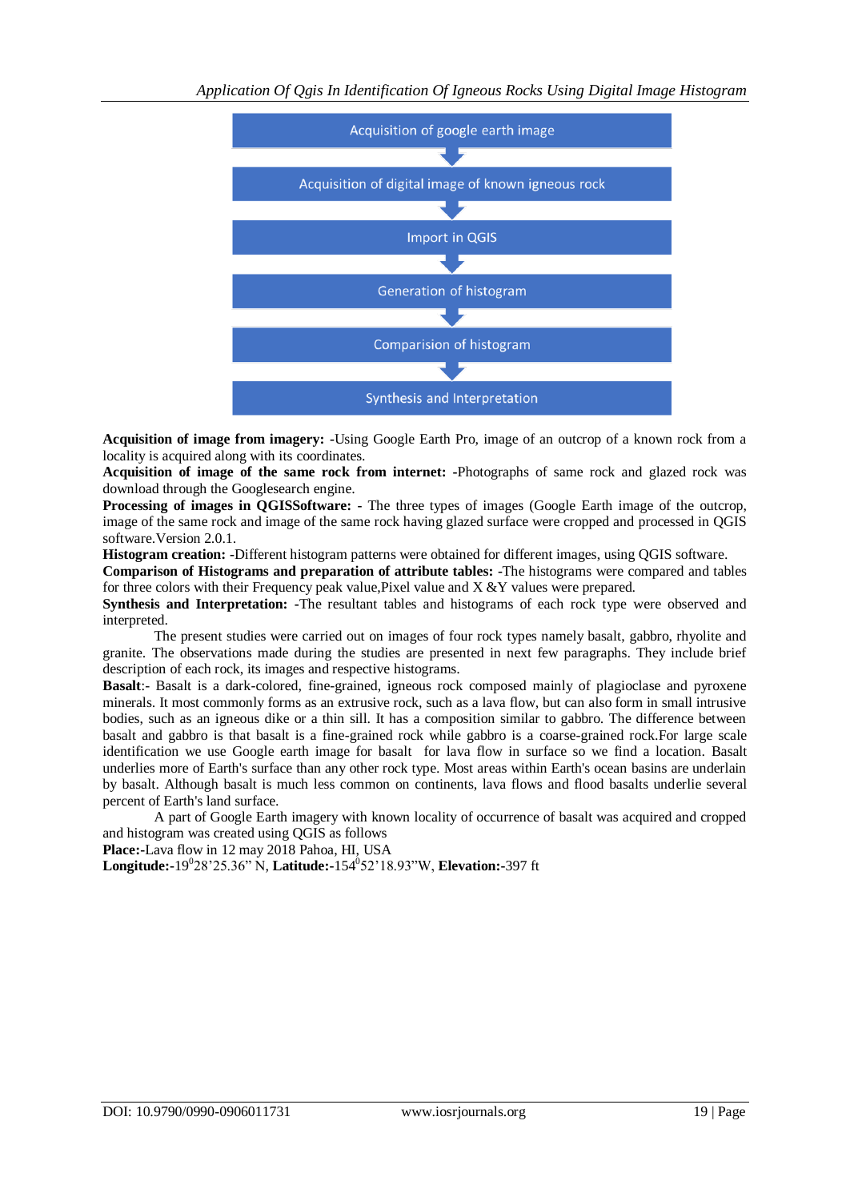Acquisition of google earth image

↓

Acquisition of digital image of known igneous rock

↓

Import in QGIS

↓

Generation of histogram

↓

Comparision of histogram

↓

Synthesis and Interpretation

**Acquisition of image from imagery: -**Using Google Earth Pro, image of an outcrop of a known rock from a locality is acquired along with its coordinates.

**Acquisition of image of the same rock from internet: -**Photographs of same rock and glazed rock was download through the Googlesearch engine.

**Processing of images in QGISSoftware: -** The three types of images (Google Earth image of the outcrop, image of the same rock and image of the same rock having glazed surface were cropped and processed in QGIS software.Version 2.0.1.

**Histogram creation: -**Different histogram patterns were obtained for different images, using QGIS software.

**Comparison of Histograms and preparation of attribute tables: -**The histograms were compared and tables for three colors with their Frequency peak value,Pixel value and X &Y values were prepared.

**Synthesis and Interpretation: -**The resultant tables and histograms of each rock type were observed and interpreted.

The present studies were carried out on images of four rock types namely basalt, gabbro, rhyolite and granite. The observations made during the studies are presented in next few paragraphs. They include brief description of each rock, its images and respective histograms.

**Basalt**:- Basalt is a dark-colored, fine-grained, igneous rock composed mainly of plagioclase and pyroxene minerals. It most commonly forms as an extrusive rock, such as a lava flow, but can also form in small intrusive bodies, such as an igneous dike or a thin sill. It has a composition similar to gabbro. The difference between basalt and gabbro is that basalt is a fine-grained rock while gabbro is a coarse-grained rock.For large scale identification we use Google earth image for basalt for lava flow in surface so we find a location. Basalt underlies more of Earth's surface than any other rock type. Most areas within Earth's ocean basins are underlain by basalt. Although basalt is much less common on continents, lava flows and flood basalts underlie several percent of Earth's land surface.

A part of Google Earth imagery with known locality of occurrence of basalt was acquired and cropped and histogram was created using QGIS as follows

**Place:-**Lava flow in 12 may 2018 Pahoa, HI, USA

**Longitude:-**$19^{0}$28'25.36" N, **Latitude:-**$154^{0}$52'18.93"W, **Elevation:-**397 ft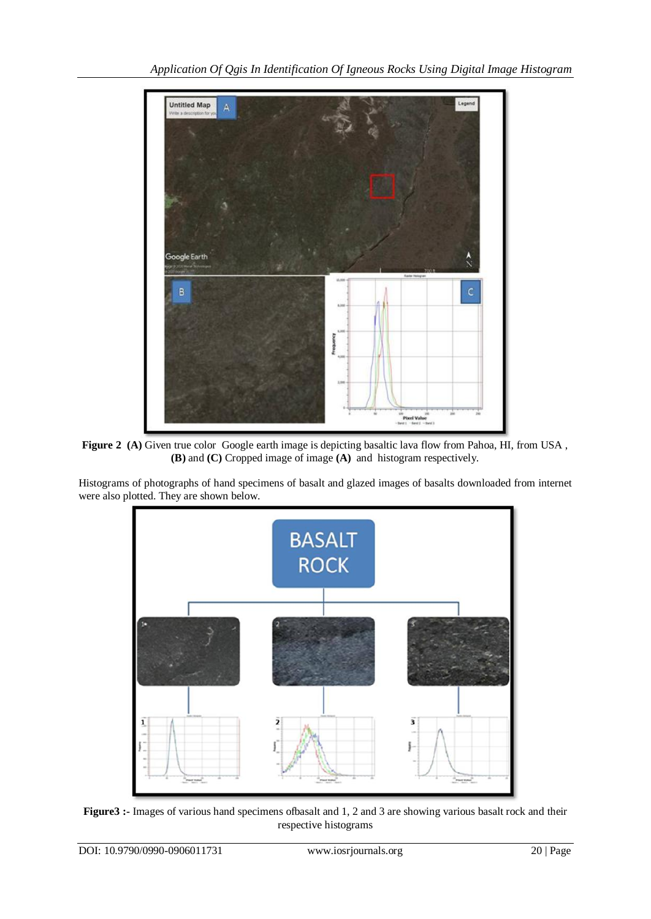**Figure 2** **(A)** Given true color Google earth image is depicting basaltic lava flow from Pahoa, HI, from USA , **(B)** and **(C)** Cropped image of image **(A)** and histogram respectively.

Histograms of photographs of hand specimens of basalt and glazed images of basalts downloaded from internet were also plotted. They are shown below.

**Figure3 :-** Images of various hand specimens ofbasalt and 1, 2 and 3 are showing various basalt rock and their respective histograms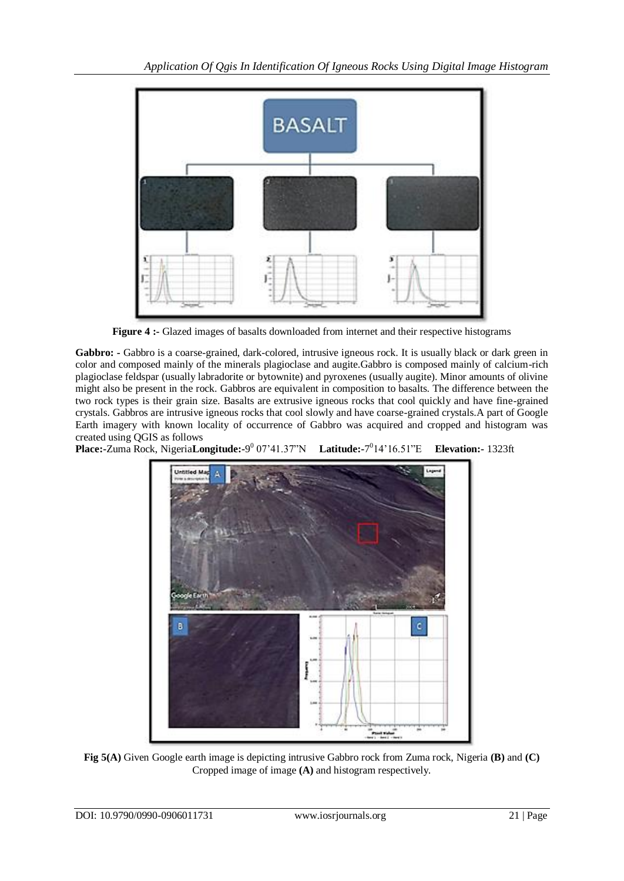**Figure 4 :-** Glazed images of basalts downloaded from internet and their respective histograms

**Gabbro: -** Gabbro is a coarse-grained, dark-colored, intrusive igneous rock. It is usually black or dark green in color and composed mainly of the minerals plagioclase and augite.Gabbro is composed mainly of calcium-rich plagioclase feldspar (usually labradorite or bytownite) and pyroxenes (usually augite). Minor amounts of olivine might also be present in the rock. Gabbros are equivalent in composition to basalts. The difference between the two rock types is their grain size. Basalts are extrusive igneous rocks that cool quickly and have fine-grained crystals. Gabbros are intrusive igneous rocks that cool slowly and have coarse-grained crystals.A part of Google Earth imagery with known locality of occurrence of Gabbro was acquired and cropped and histogram was created using QGIS as follows

**Place:-**Zuma Rock, Nigeria**Longitude:-**$9^0$ 07'41.37"N **Latitude:-**$7^0$14'16.51"E **Elevation:-** 1323ft

**Fig 5(A)** Given Google earth image is depicting intrusive Gabbro rock from Zuma rock, Nigeria **(B)** and **(C)** Cropped image of image **(A)** and histogram respectively.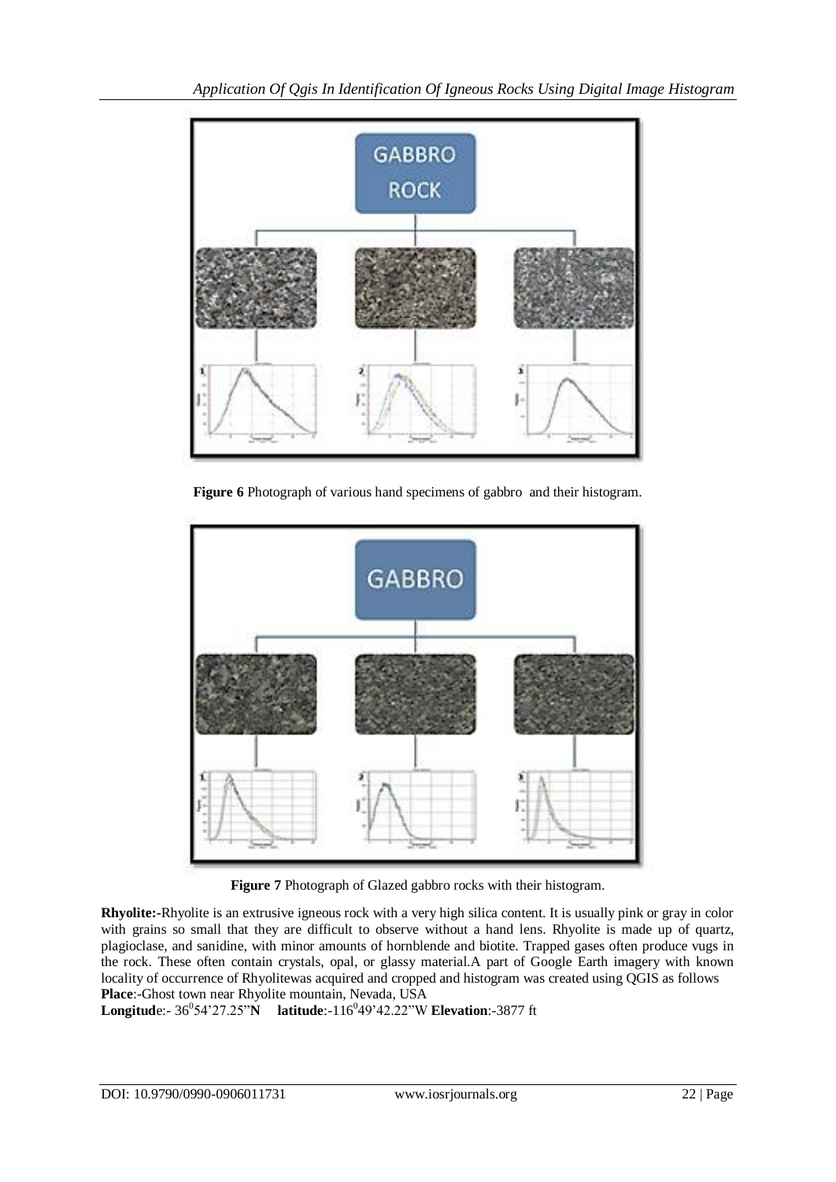**Figure 6** Photograph of various hand specimens of gabbro and their histogram.

**Figure 7** Photograph of Glazed gabbro rocks with their histogram.

**Rhyolite:-**Rhyolite is an extrusive igneous rock with a very high silica content. It is usually pink or gray in color with grains so small that they are difficult to observe without a hand lens. Rhyolite is made up of quartz, plagioclase, and sanidine, with minor amounts of hornblende and biotite. Trapped gases often produce vugs in the rock. These often contain crystals, opal, or glassy material.A part of Google Earth imagery with known locality of occurrence of Rhyolitewas acquired and cropped and histogram was created using QGIS as follows

**Place**:-Ghost town near Rhyolite mountain, Nevada, USA

**Longitud**e:- $36^0$54'27.25"**N** **latitude**:-$116^0$49'42.22"W **Elevation**:-3877 ft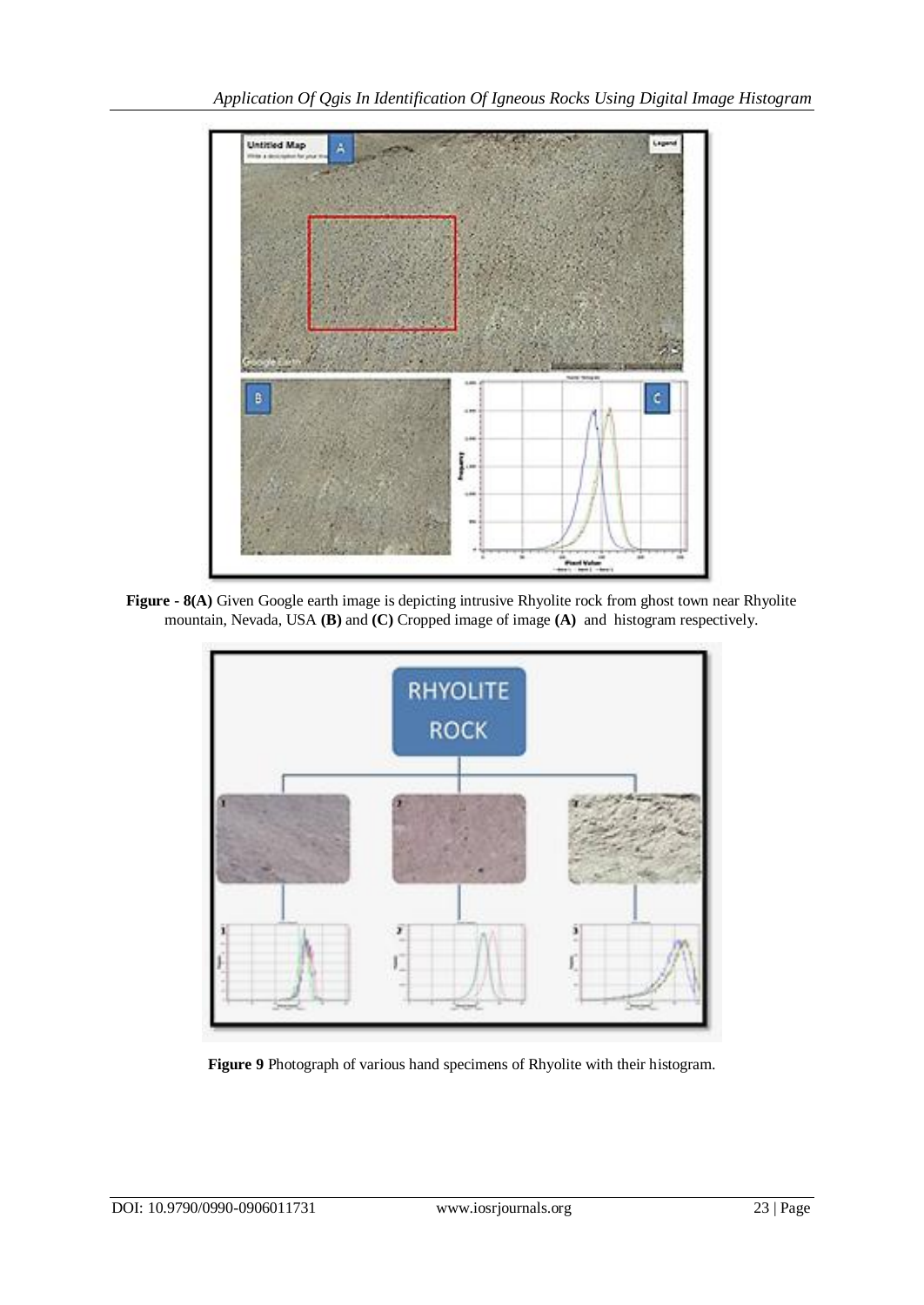**Figure - 8(A)** Given Google earth image is depicting intrusive Rhyolite rock from ghost town near Rhyolite mountain, Nevada, USA **(B)** and **(C)** Cropped image of image **(A)** and histogram respectively.

**Figure 9** Photograph of various hand specimens of Rhyolite with their histogram.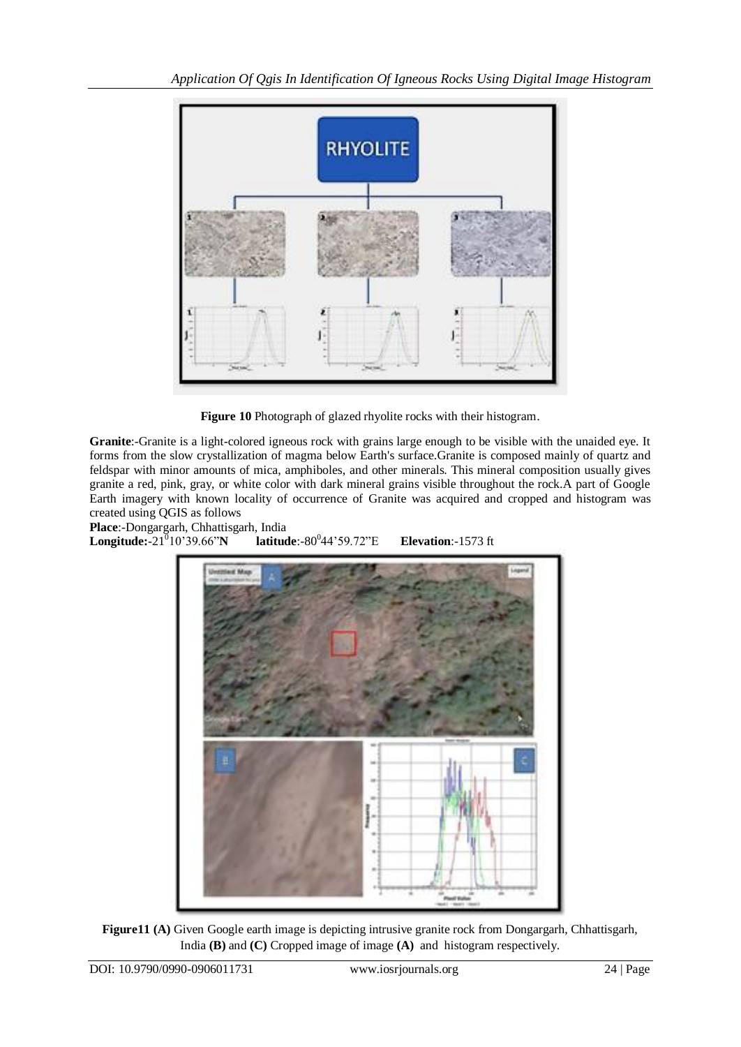**Figure 10** Photograph of glazed rhyolite rocks with their histogram.

**Granite**:-Granite is a light-colored igneous rock with grains large enough to be visible with the unaided eye. It forms from the slow crystallization of magma below Earth's surface.Granite is composed mainly of quartz and feldspar with minor amounts of mica, amphiboles, and other minerals. This mineral composition usually gives granite a red, pink, gray, or white color with dark mineral grains visible throughout the rock.A part of Google Earth imagery with known locality of occurrence of Granite was acquired and cropped and histogram was created using QGIS as follows

**Place**:-Dongargarh, Chhattisgarh, India
**Longitude:**-21$^{0}$10'39.66"**N** **latitude**:-80$^{0}$44'59.72"E **Elevation**:-1573 ft

**Figure11 (A)** Given Google earth image is depicting intrusive granite rock from Dongargarh, Chhattisgarh, India **(B)** and **(C)** Cropped image of image **(A)** and histogram respectively.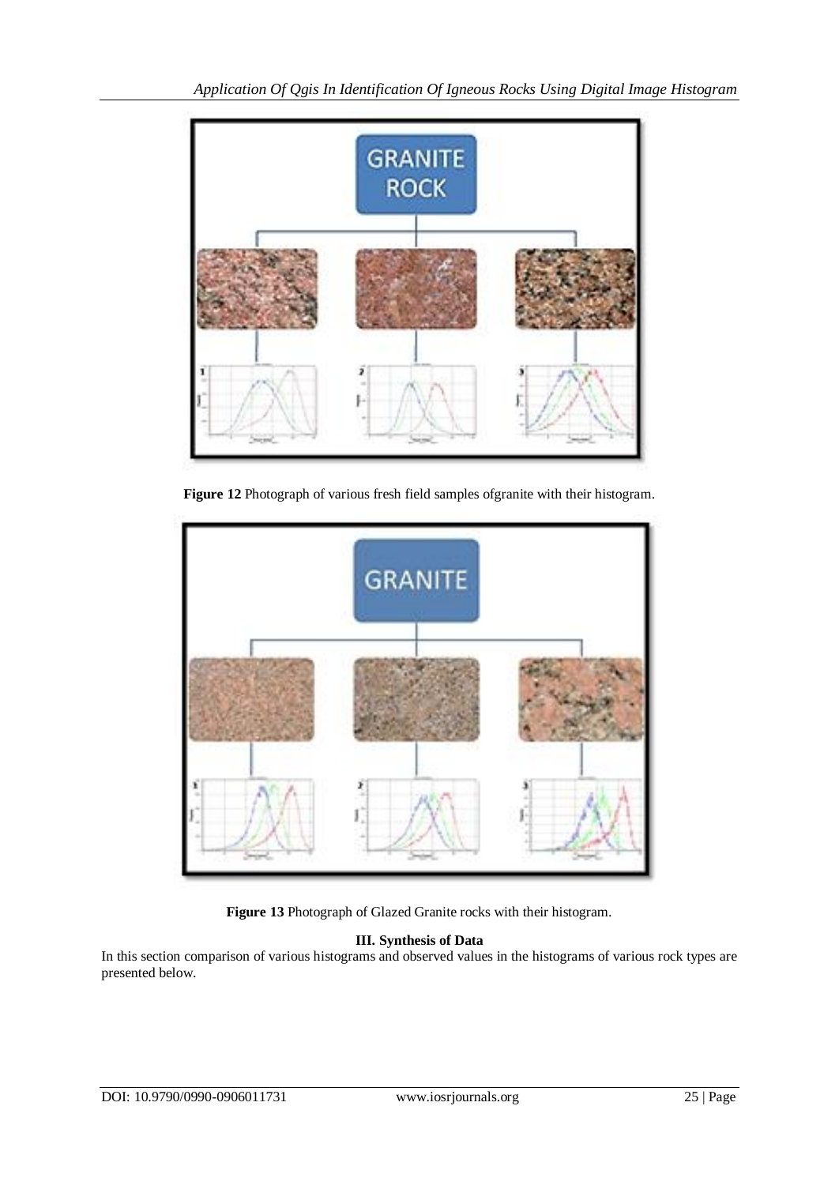**Figure 12** Photograph of various fresh field samples ofgranite with their histogram.

**Figure 13** Photograph of Glazed Granite rocks with their histogram.

### III. Synthesis of Data

In this section comparison of various histograms and observed values in the histograms of various rock types are presented below.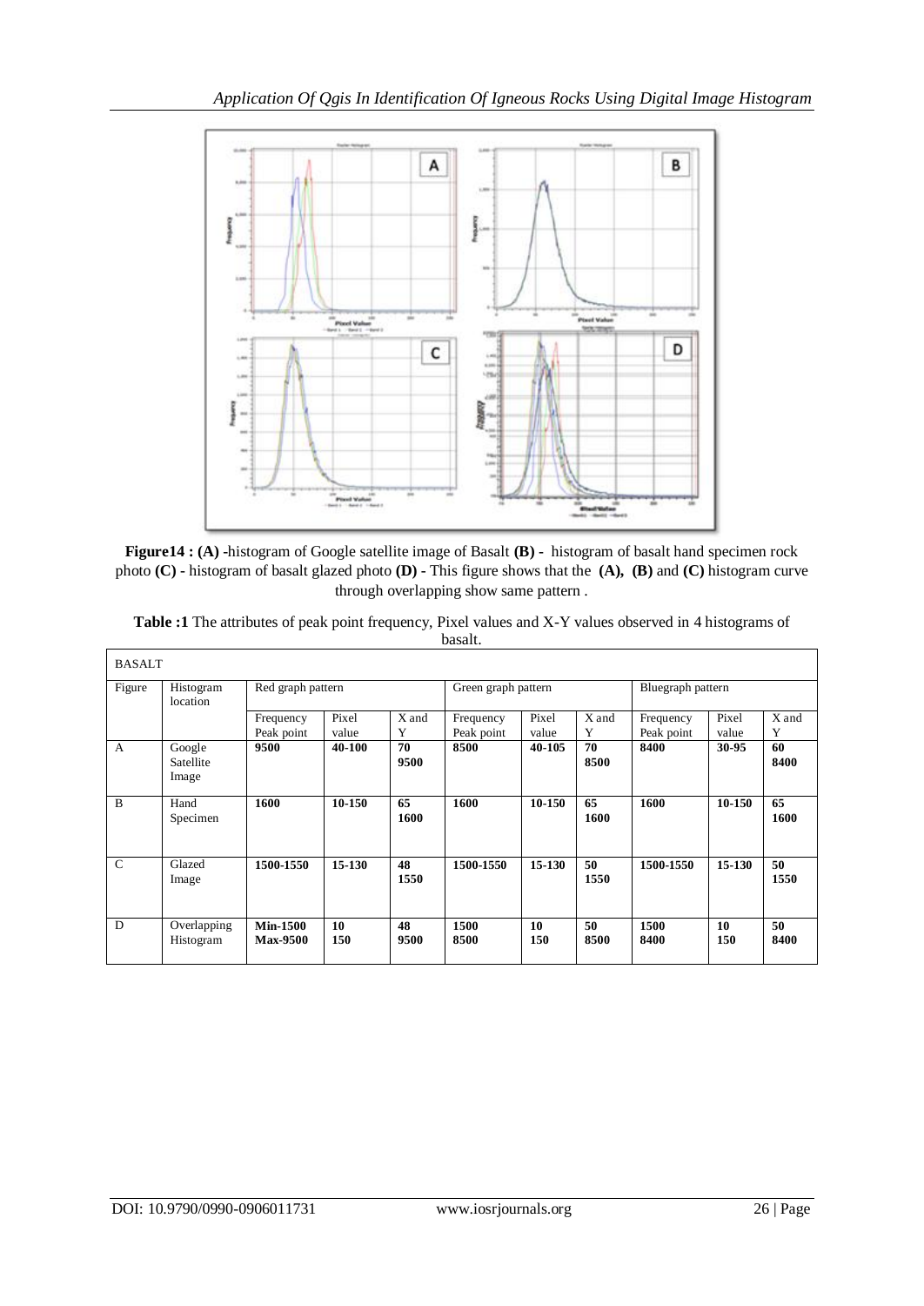**Figure14 : (A) -**histogram of Google satellite image of Basalt **(B) -** histogram of basalt hand specimen rock photo **(C) -** histogram of basalt glazed photo **(D) -** This figure shows that the **(A), (B)** and **(C)** histogram curve through overlapping show same pattern .

**Table :1** The attributes of peak point frequency, Pixel values and X-Y values observed in 4 histograms of basalt.

| BASALT | | | | | | | | | | |
|---|---|---|---|---|---|---|---|---|---|---|
| Figure | Histogram location | Red graph pattern | | | Green graph pattern | | | Bluegraph pattern | | |
| | | Frequency Peak point | Pixel value | X and Y | Frequency Peak point | Pixel value | X and Y | Frequency Peak point | Pixel value | X and Y |
| A | Google Satellite Image | **9500** | **40-100** | **70 9500** | **8500** | **40-105** | **70 8500** | **8400** | **30-95** | **60 8400** |
| B | Hand Specimen | **1600** | **10-150** | **65 1600** | **1600** | **10-150** | **65 1600** | **1600** | **10-150** | **65 1600** |
| C | Glazed Image | **1500-1550** | **15-130** | **48 1550** | **1500-1550** | **15-130** | **50 1550** | **1500-1550** | **15-130** | **50 1550** |
| D | Overlapping Histogram | **Min-1500 Max-9500** | **10 150** | **48 9500** | **1500 8500** | **10 150** | **50 8500** | **1500 8400** | **10 150** | **50 8400** |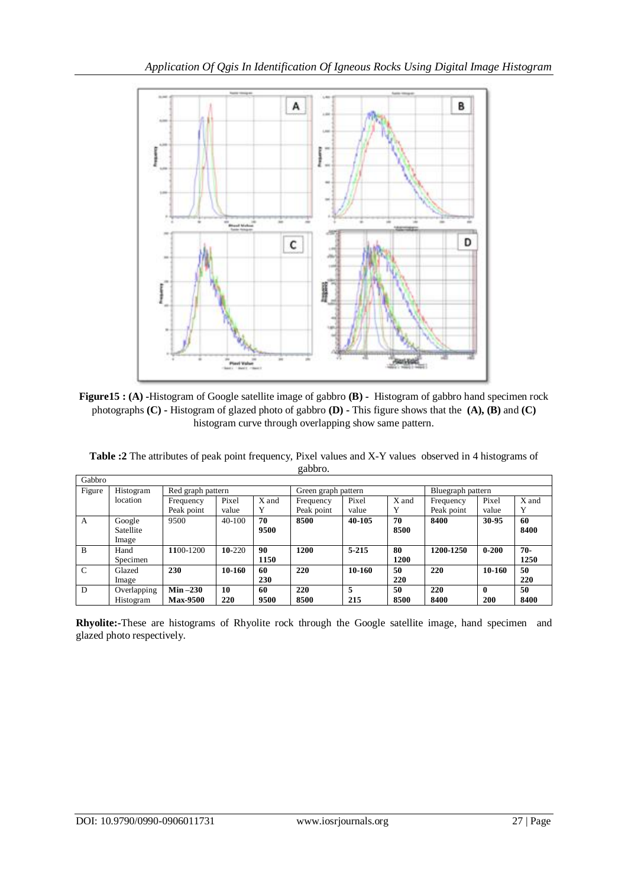**Figure15 : (A) -**Histogram of Google satellite image of gabbro **(B) -** Histogram of gabbro hand specimen rock photographs **(C) -** Histogram of glazed photo of gabbro **(D) -** This figure shows that the **(A), (B)** and **(C)** histogram curve through overlapping show same pattern.

**Table :2** The attributes of peak point frequency, Pixel values and X-Y values observed in 4 histograms of gabbro.

| Gabbro | | | | | | | | | | |
|---|---|---|---|---|---|---|---|---|---|---|
| Figure | Histogram location | Red graph pattern | | | Green graph pattern | | | Bluegraph pattern | | |
| | | Frequency Peak point | Pixel value | X and Y | Frequency Peak point | Pixel value | X and Y | Frequency Peak point | Pixel value | X and Y |
| A | Google Satellite Image | 9500 | 40-100 | **70 9500** | **8500** | **40-105** | **70 8500** | **8400** | **30-95** | **60 8400** |
| B | Hand Specimen | **11**00-1200 | **10**-220 | **90 1150** | **1200** | **5-215** | **80 1200** | **1200-1250** | **0-200** | **70- 1250** |
| C | Glazed Image | **230** | **10-160** | **60 230** | **220** | **10-160** | **50 220** | **220** | **10-160** | **50 220** |
| D | Overlapping Histogram | **Min –230 Max-9500** | **10 220** | **60 9500** | **220 8500** | **5 215** | **50 8500** | **220 8400** | **0 200** | **50 8400** |

**Rhyolite:-**These are histograms of Rhyolite rock through the Google satellite image, hand specimen and glazed photo respectively.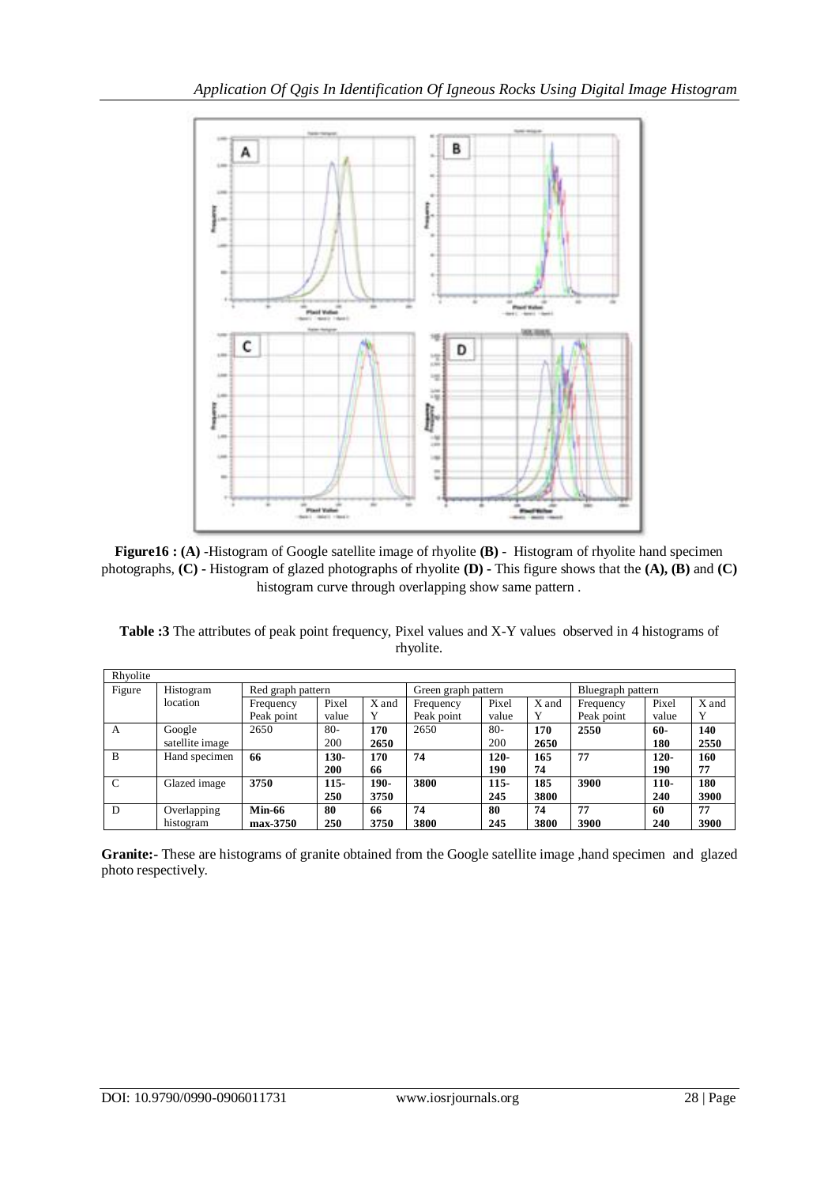**Figure16 : (A)** -Histogram of Google satellite image of rhyolite **(B)** - Histogram of rhyolite hand specimen photographs, **(C)** - Histogram of glazed photographs of rhyolite **(D)** - This figure shows that the **(A), (B)** and **(C)** histogram curve through overlapping show same pattern .

**Table :3** The attributes of peak point frequency, Pixel values and X-Y values observed in 4 histograms of rhyolite.

| Rhyolite | | | | | | | | | | |
|---|---|---|---|---|---|---|---|---|---|---|
| Figure | Histogram location | Red graph pattern | | | Green graph pattern | | | Bluegraph pattern | | |
| | | Frequency Peak point | Pixel value | X and Y | Frequency Peak point | Pixel value | X and Y | Frequency Peak point | Pixel value | X and Y |
| A | Google satellite image | 2650 | 80-200 | **170 2650** | 2650 | 80-200 | **170 2650** | **2550** | **60-180** | **140 2550** |
| B | Hand specimen | **66** | **130-200** | **170 66** | **74** | **120-190** | **165 74** | **77** | **120-190** | **160 77** |
| C | Glazed image | **3750** | **115-250** | **190-3750** | **3800** | **115-245** | **185 3800** | **3900** | **110-240** | **180 3900** |
| D | Overlapping histogram | **Min-66 max-3750** | **80 250** | **66 3750** | **74 3800** | **80 245** | **74 3800** | **77 3900** | **60 240** | **77 3900** |

**Granite:-** These are histograms of granite obtained from the Google satellite image ,hand specimen and glazed photo respectively.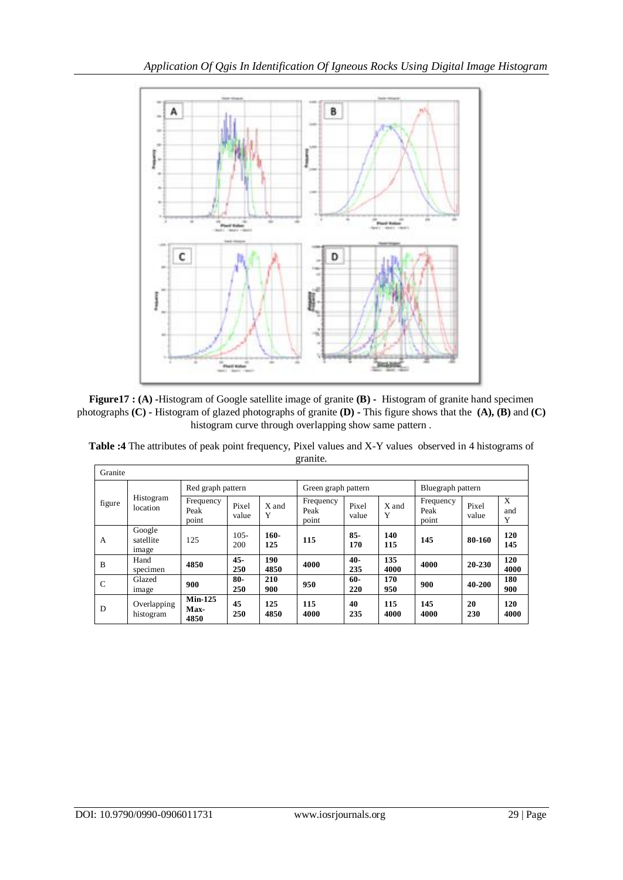**Figure17 : (A) -**Histogram of Google satellite image of granite **(B) -** Histogram of granite hand specimen photographs **(C) -** Histogram of glazed photographs of granite **(D) -** This figure shows that the **(A), (B)** and **(C)** histogram curve through overlapping show same pattern .

**Table :4** The attributes of peak point frequency, Pixel values and X-Y values observed in 4 histograms of granite.

| Granite | | | | | | | | | | |
|---|---|---|---|---|---|---|---|---|---|---|
| figure | Histogram location | Red graph pattern | | | Green graph pattern | | | Bluegraph pattern | | |
| | | Frequency Peak point | Pixel value | X and Y | Frequency Peak point | Pixel value | X and Y | Frequency Peak point | Pixel value | X and Y |
| A | Google satellite image | 125 | 105-200 | **160-125** | **115** | **85-170** | **140 115** | **145** | **80-160** | **120 145** |
| B | Hand specimen | **4850** | **45-250** | **190 4850** | **4000** | **40-235** | **135 4000** | **4000** | **20-230** | **120 4000** |
| C | Glazed image | **900** | **80-250** | **210 900** | **950** | **60-220** | **170 950** | **900** | **40-200** | **180 900** |
| D | Overlapping histogram | **Min-125 Max-4850** | **45 250** | **125 4850** | **115 4000** | **40 235** | **115 4000** | **145 4000** | **20 230** | **120 4000** |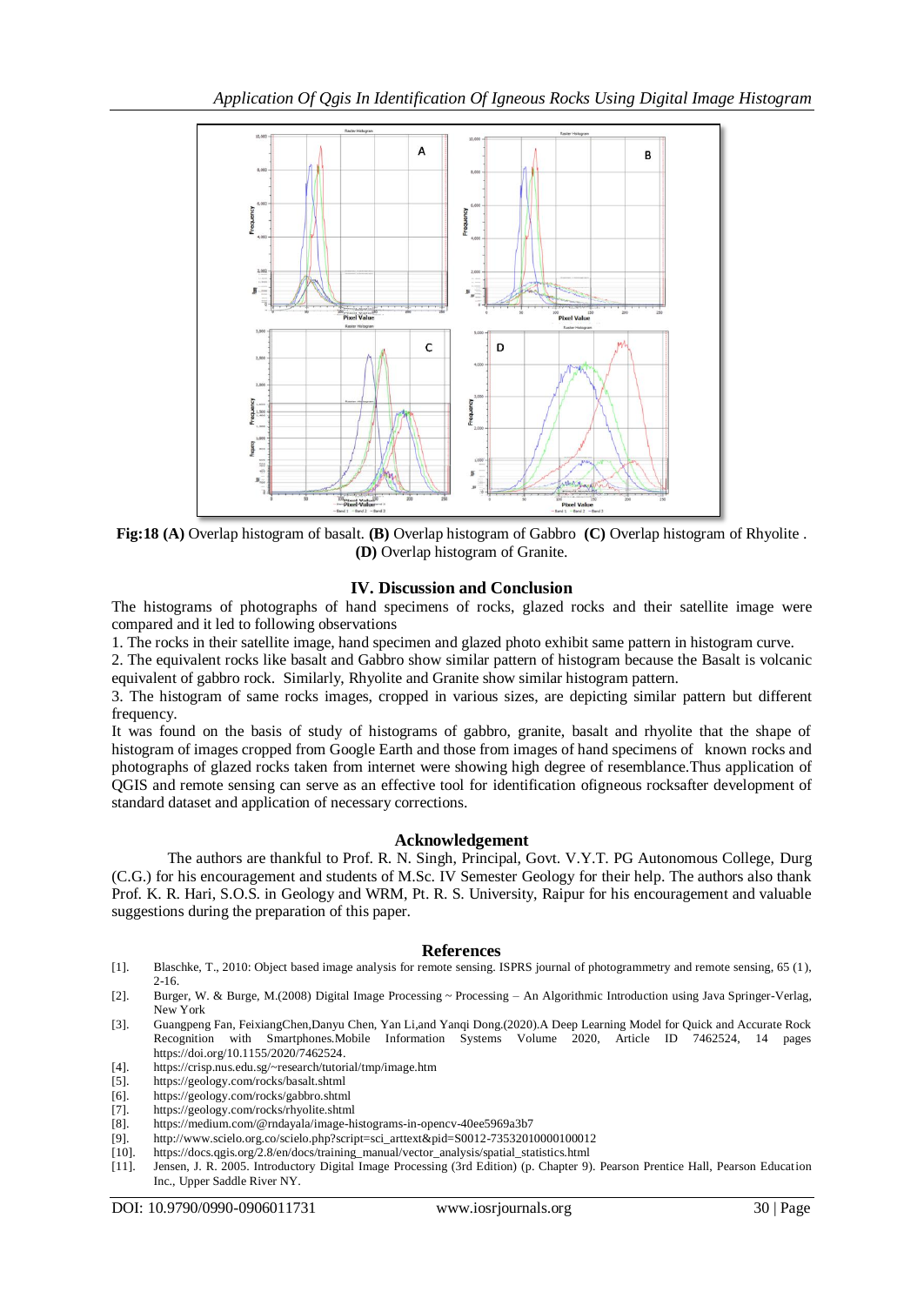**Fig:18 (A)** Overlap histogram of basalt. **(B)** Overlap histogram of Gabbro **(C)** Overlap histogram of Rhyolite . **(D)** Overlap histogram of Granite.

## IV. Discussion and Conclusion

The histograms of photographs of hand specimens of rocks, glazed rocks and their satellite image were compared and it led to following observations

1. The rocks in their satellite image, hand specimen and glazed photo exhibit same pattern in histogram curve.
2. The equivalent rocks like basalt and Gabbro show similar pattern of histogram because the Basalt is volcanic equivalent of gabbro rock. Similarly, Rhyolite and Granite show similar histogram pattern.
3. The histogram of same rocks images, cropped in various sizes, are depicting similar pattern but different frequency.

It was found on the basis of study of histograms of gabbro, granite, basalt and rhyolite that the shape of histogram of images cropped from Google Earth and those from images of hand specimens of known rocks and photographs of glazed rocks taken from internet were showing high degree of resemblance.Thus application of QGIS and remote sensing can serve as an effective tool for identification ofigneous rocksafter development of standard dataset and application of necessary corrections.

## Acknowledgement

The authors are thankful to Prof. R. N. Singh, Principal, Govt. V.Y.T. PG Autonomous College, Durg (C.G.) for his encouragement and students of M.Sc. IV Semester Geology for their help. The authors also thank Prof. K. R. Hari, S.O.S. in Geology and WRM, Pt. R. S. University, Raipur for his encouragement and valuable suggestions during the preparation of this paper.

## References

[1]. Blaschke, T., 2010: Object based image analysis for remote sensing. ISPRS journal of photogrammetry and remote sensing, 65 (1), 2-16.
[2]. Burger, W. & Burge, M.(2008) Digital Image Processing ~ Processing – An Algorithmic Introduction using Java Springer-Verlag, New York
[3]. Guangpeng Fan, FeixiangChen,Danyu Chen, Yan Li,and Yanqi Dong.(2020).A Deep Learning Model for Quick and Accurate Rock Recognition with Smartphones.Mobile Information Systems Volume 2020, Article ID 7462524, 14 pages https://doi.org/10.1155/2020/7462524.
[4]. https://crisp.nus.edu.sg/~research/tutorial/tmp/image.htm
[5]. https://geology.com/rocks/basalt.shtml
[6]. https://geology.com/rocks/gabbro.shtml
[7]. https://geology.com/rocks/rhyolite.shtml
[8]. https://medium.com/@rndayala/image-histograms-in-opencv-40ee5969a3b7
[9]. http://www.scielo.org.co/scielo.php?script=sci_arttext&pid=S0012-73532010000100012
[10]. https://docs.qgis.org/2.8/en/docs/training_manual/vector_analysis/spatial_statistics.html
[11]. Jensen, J. R. 2005. Introductory Digital Image Processing (3rd Edition) (p. Chapter 9). Pearson Prentice Hall, Pearson Education Inc., Upper Saddle River NY.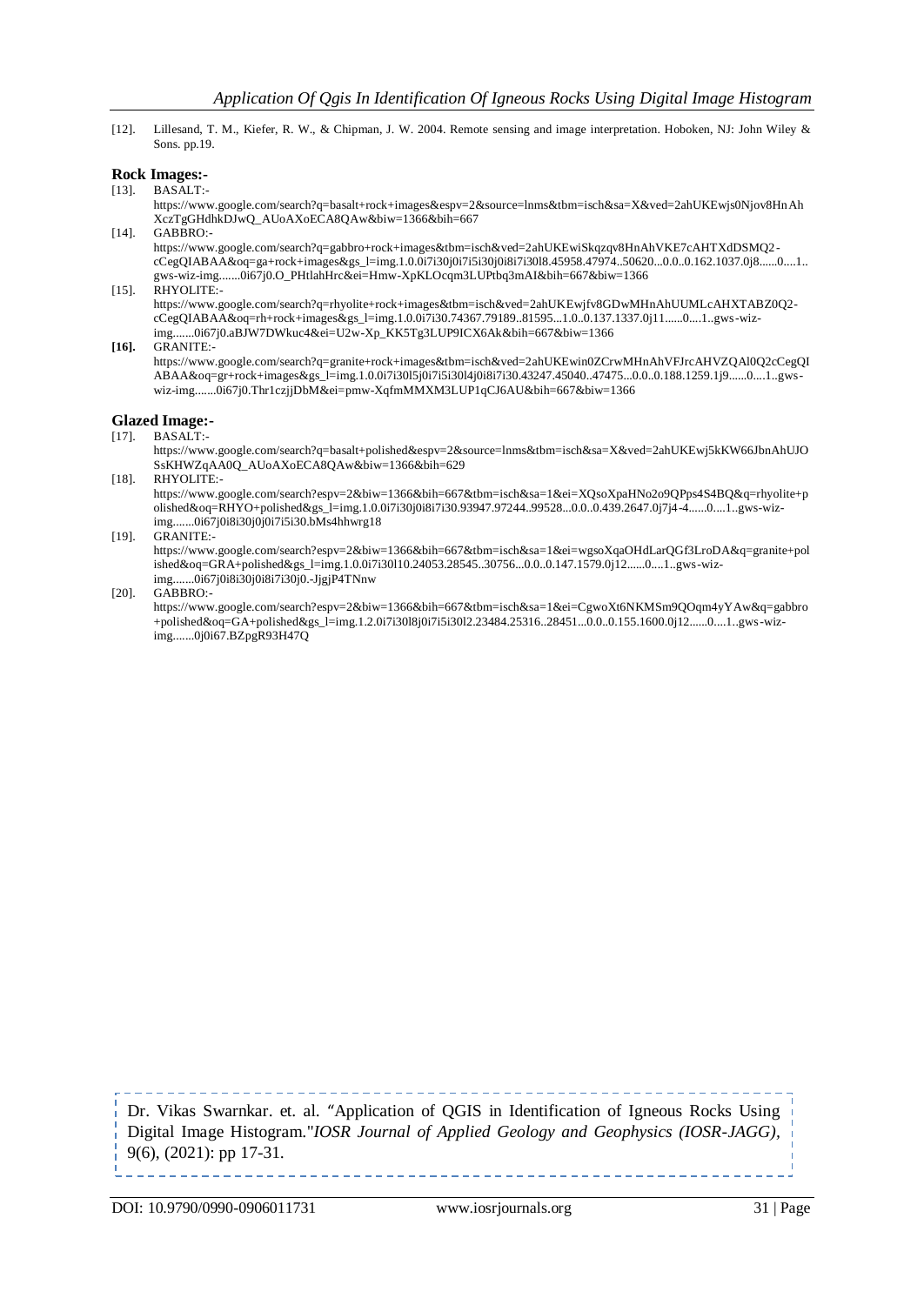[12]. Lillesand, T. M., Kiefer, R. W., & Chipman, J. W. 2004. Remote sensing and image interpretation. Hoboken, NJ: John Wiley & Sons. pp.19.

**Rock Images:-**

[13]. BASALT:-
https://www.google.com/search?q=basalt+rock+images&espv=2&source=lnms&tbm=isch&sa=X&ved=2ahUKEwjs0Njov8HnAhXczTgGHdhkDJwQ_AUoAXoECA8QAw&biw=1366&bih=667

[14]. GABBRO:-
https://www.google.com/search?q=gabbro+rock+images&tbm=isch&ved=2ahUKEwiSkqzqv8HnAhVKE7cAHTXdDSMQ2-cCegQIABAA&oq=ga+rock+images&gs_l=img.1.0.0i7i30j0i7i5i30j0i8i7i30l8.45958.47974..50620...0.0..0.162.1037.0j8......0....1..gws-wiz-img.......0i67j0.O_PHtlahHrc&ei=Hmw-XpKLOcqm3LUPtbq3mAI&bih=667&biw=1366

[15]. RHYOLITE:-
https://www.google.com/search?q=rhyolite+rock+images&tbm=isch&ved=2ahUKEwjfv8GDwMHnAhUUMLcAHXTABZ0Q2-cCegQIABAA&oq=rh+rock+images&gs_l=img.1.0.0i7i30.74367.79189..81595...1.0..0.137.1337.0j11......0....1..gws-wiz-img.......0i67j0.aBJW7DWkuc4&ei=U2w-Xp_KK5Tg3LUP9ICX6Ak&bih=667&biw=1366

**[16].** GRANITE:-
https://www.google.com/search?q=granite+rock+images&tbm=isch&ved=2ahUKEwin0ZCrwMHnAhVFJrcAHVZQAl0Q2cCegQIABAA&oq=gr+rock+images&gs_l=img.1.0.0i7i30l5j0i7i5i30l4j0i8i7i30.43247.45040..47475...0.0..0.188.1259.1j9......0....1..gws-wiz-img.......0i67j0.Thr1czjjDbM&ei=pmw-XqfmMMXM3LUP1qCJ6AU&bih=667&biw=1366

**Glazed Image:-**

[17]. BASALT:-
https://www.google.com/search?q=basalt+polished&espv=2&source=lnms&tbm=isch&sa=X&ved=2ahUKEwj5kKW66JbnAhUJOSsKHWZqAA0Q_AUoAXoECA8QAw&biw=1366&bih=629

[18]. RHYOLITE:-
https://www.google.com/search?espv=2&biw=1366&bih=667&tbm=isch&sa=1&ei=XQsoXpaHNo2o9QPps4S4BQ&q=rhyolite+polished&oq=RHYO+polished&gs_l=img.1.0.0i7i30j0i8i7i30.93947.97244..99528...0.0..0.439.2647.0j7j4-4......0....1..gws-wiz-img.......0i67j0i8i30j0j0i7i5i30.bMs4hhwrg18

[19]. GRANITE:-
https://www.google.com/search?espv=2&biw=1366&bih=667&tbm=isch&sa=1&ei=wgsoXqaOHdLarQGf3LroDA&q=granite+polished&oq=GRA+polished&gs_l=img.1.0.0i7i30l10.24053.28545..30756...0.0..0.147.1579.0j12......0....1..gws-wiz-img.......0i67j0i8i30j0i8i7i30j0.-JjgjP4TNnw

[20]. GABBRO:-
https://www.google.com/search?espv=2&biw=1366&bih=667&tbm=isch&sa=1&ei=CgwoXt6NKMSm9QOqm4yYAw&q=gabbro+polished&oq=GA+polished&gs_l=img.1.2.0i7i30l8j0i7i5i30l2.23484.25316..28451...0.0..0.155.1600.0j12......0....1..gws-wiz-img.......0j0i67.BZpgR93H47Q

Dr. Vikas Swarnkar. et. al. "Application of QGIS in Identification of Igneous Rocks Using Digital Image Histogram."*IOSR Journal of Applied Geology and Geophysics (IOSR-JAGG)*, 9(6), (2021): pp 17-31.